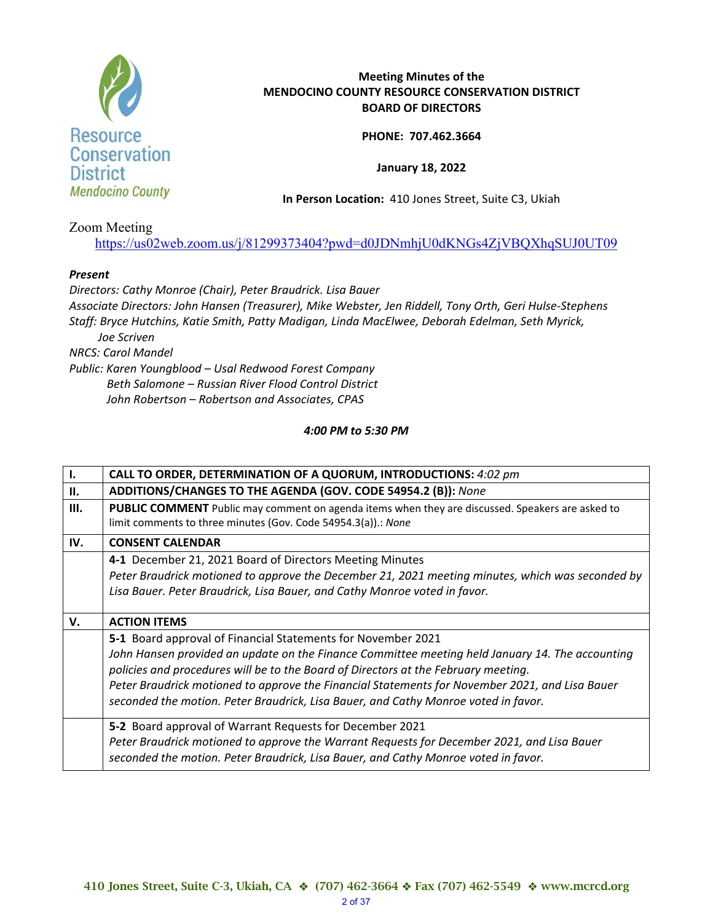**Meeting Minutes of the**
**MENDOCINO COUNTY RESOURCE CONSERVATION DISTRICT**
**BOARD OF DIRECTORS**

**PHONE: 707.462.3664**

**January 18, 2022**

**In Person Location:** 410 Jones Street, Suite C3, Ukiah

Zoom Meeting
https://us02web.zoom.us/j/81299373404?pwd=d0JDNmhjU0dKNGs4ZjVBQXhqSUJ0UT09

***Present***
*Directors: Cathy Monroe (Chair), Peter Braudrick. Lisa Bauer*
*Associate Directors: John Hansen (Treasurer), Mike Webster, Jen Riddell, Tony Orth, Geri Hulse-Stephens*
*Staff: Bryce Hutchins, Katie Smith, Patty Madigan, Linda MacElwee, Deborah Edelman, Seth Myrick, Joe Scriven*
*NRCS: Carol Mandel*
*Public: Karen Youngblood – Usal Redwood Forest Company*
*Beth Salomone – Russian River Flood Control District*
*John Robertson – Robertson and Associates, CPAS*

***4:00 PM to 5:30 PM***

| I. | **CALL TO ORDER, DETERMINATION OF A QUORUM, INTRODUCTIONS:** *4:02 pm* |
|---|---|
| **II.** | **ADDITIONS/CHANGES TO THE AGENDA (GOV. CODE 54954.2 (B)):** *None* |
| **III.** | **PUBLIC COMMENT** Public may comment on agenda items when they are discussed. Speakers are asked to limit comments to three minutes (Gov. Code 54954.3(a)).: *None* |
| **IV.** | **CONSENT CALENDAR** |
| | **4-1** December 21, 2021 Board of Directors Meeting Minutes<br>*Peter Braudrick motioned to approve the December 21, 2021 meeting minutes, which was seconded by Lisa Bauer. Peter Braudrick, Lisa Bauer, and Cathy Monroe voted in favor.* |
| **V.** | **ACTION ITEMS** |
| | **5-1** Board approval of Financial Statements for November 2021<br>*John Hansen provided an update on the Finance Committee meeting held January 14. The accounting policies and procedures will be to the Board of Directors at the February meeting.*<br>*Peter Braudrick motioned to approve the Financial Statements for November 2021, and Lisa Bauer seconded the motion. Peter Braudrick, Lisa Bauer, and Cathy Monroe voted in favor.* |
| | **5-2** Board approval of Warrant Requests for December 2021<br>*Peter Braudrick motioned to approve the Warrant Requests for December 2021, and Lisa Bauer seconded the motion. Peter Braudrick, Lisa Bauer, and Cathy Monroe voted in favor.* |

**410 Jones Street, Suite C-3, Ukiah, CA ❖ (707) 462-3664 ❖ Fax (707) 462-5549 ❖ www.mcrcd.org**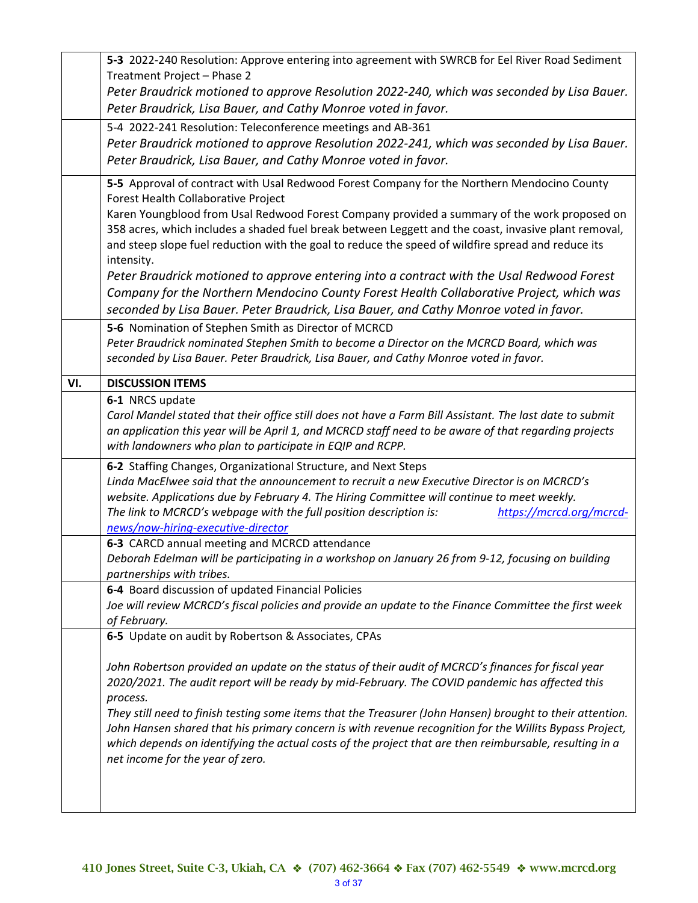| | |
|---|---|
| | **5-3** 2022-240 Resolution: Approve entering into agreement with SWRCB for Eel River Road Sediment Treatment Project – Phase 2<br>*Peter Braudrick motioned to approve Resolution 2022-240, which was seconded by Lisa Bauer. Peter Braudrick, Lisa Bauer, and Cathy Monroe voted in favor.* |
| | 5-4 2022-241 Resolution: Teleconference meetings and AB-361<br>*Peter Braudrick motioned to approve Resolution 2022-241, which was seconded by Lisa Bauer. Peter Braudrick, Lisa Bauer, and Cathy Monroe voted in favor.* |
| | **5-5** Approval of contract with Usal Redwood Forest Company for the Northern Mendocino County Forest Health Collaborative Project<br>Karen Youngblood from Usal Redwood Forest Company provided a summary of the work proposed on 358 acres, which includes a shaded fuel break between Leggett and the coast, invasive plant removal, and steep slope fuel reduction with the goal to reduce the speed of wildfire spread and reduce its intensity.<br>*Peter Braudrick motioned to approve entering into a contract with the Usal Redwood Forest Company for the Northern Mendocino County Forest Health Collaborative Project, which was seconded by Lisa Bauer. Peter Braudrick, Lisa Bauer, and Cathy Monroe voted in favor.* |
| | **5-6** Nomination of Stephen Smith as Director of MCRCD<br>*Peter Braudrick nominated Stephen Smith to become a Director on the MCRCD Board, which was seconded by Lisa Bauer. Peter Braudrick, Lisa Bauer, and Cathy Monroe voted in favor.* |
| **VI.** | **DISCUSSION ITEMS** |
| | **6-1** NRCS update<br>*Carol Mandel stated that their office still does not have a Farm Bill Assistant. The last date to submit an application this year will be April 1, and MCRCD staff need to be aware of that regarding projects with landowners who plan to participate in EQIP and RCPP.* |
| | **6-2** Staffing Changes, Organizational Structure, and Next Steps<br>*Linda MacElwee said that the announcement to recruit a new Executive Director is on MCRCD's website. Applications due by February 4. The Hiring Committee will continue to meet weekly.*<br>*The link to MCRCD's webpage with the full position description is: [https://mcrcd.org/mcrcd-news/now-hiring-executive-director](https://mcrcd.org/mcrcd-news/now-hiring-executive-director)* |
| | **6-3** CARCD annual meeting and MCRCD attendance<br>*Deborah Edelman will be participating in a workshop on January 26 from 9-12, focusing on building partnerships with tribes.* |
| | **6-4** Board discussion of updated Financial Policies<br>*Joe will review MCRCD's fiscal policies and provide an update to the Finance Committee the first week of February.* |
| | **6-5** Update on audit by Robertson & Associates, CPAs<br><br>*John Robertson provided an update on the status of their audit of MCRCD's finances for fiscal year 2020/2021. The audit report will be ready by mid-February. The COVID pandemic has affected this process.*<br>*They still need to finish testing some items that the Treasurer (John Hansen) brought to their attention. John Hansen shared that his primary concern is with revenue recognition for the Willits Bypass Project, which depends on identifying the actual costs of the project that are then reimbursable, resulting in a net income for the year of zero.* |

410 Jones Street, Suite C-3, Ukiah, CA ❖ (707) 462-3664 ❖ Fax (707) 462-5549 ❖ www.mcrcd.org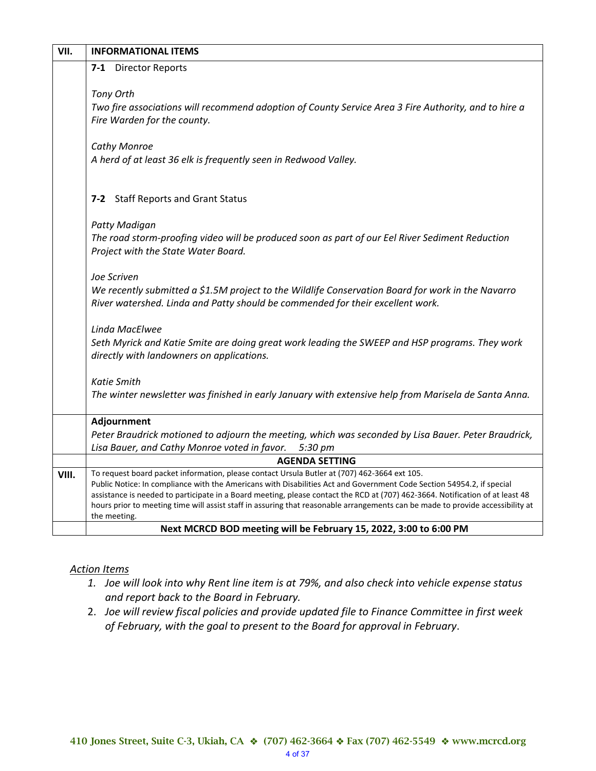| VII. | INFORMATIONAL ITEMS |
|---|---|
| | **7-1** Director Reports<br><br>*Tony Orth*<br>*Two fire associations will recommend adoption of County Service Area 3 Fire Authority, and to hire a Fire Warden for the county.*<br><br>*Cathy Monroe*<br>*A herd of at least 36 elk is frequently seen in Redwood Valley.*<br><br>**7-2** Staff Reports and Grant Status<br><br>*Patty Madigan*<br>*The road storm-proofing video will be produced soon as part of our Eel River Sediment Reduction Project with the State Water Board.*<br><br>*Joe Scriven*<br>*We recently submitted a $1.5M project to the Wildlife Conservation Board for work in the Navarro River watershed. Linda and Patty should be commended for their excellent work.*<br><br>*Linda MacElwee*<br>*Seth Myrick and Katie Smite are doing great work leading the SWEEP and HSP programs. They work directly with landowners on applications.*<br><br>*Katie Smith*<br>*The winter newsletter was finished in early January with extensive help from Marisela de Santa Anna.* |
| | **Adjournment**<br>*Peter Braudrick motioned to adjourn the meeting, which was seconded by Lisa Bauer. Peter Braudrick, Lisa Bauer, and Cathy Monroe voted in favor. 5:30 pm* |
| | **AGENDA SETTING** |
| VIII. | To request board packet information, please contact Ursula Butler at (707) 462-3664 ext 105.<br>Public Notice: In compliance with the Americans with Disabilities Act and Government Code Section 54954.2, if special assistance is needed to participate in a Board meeting, please contact the RCD at (707) 462-3664. Notification of at least 48 hours prior to meeting time will assist staff in assuring that reasonable arrangements can be made to provide accessibility at the meeting. |
| | **Next MCRCD BOD meeting will be February 15, 2022, 3:00 to 6:00 PM** |

*Action Items*

1. *Joe will look into why Rent line item is at 79%, and also check into vehicle expense status and report back to the Board in February.*
2. *Joe will review fiscal policies and provide updated file to Finance Committee in first week of February, with the goal to present to the Board for approval in February*.

**410 Jones Street, Suite C-3, Ukiah, CA ❖ (707) 462-3664 ❖ Fax (707) 462-5549 ❖ www.mcrcd.org**